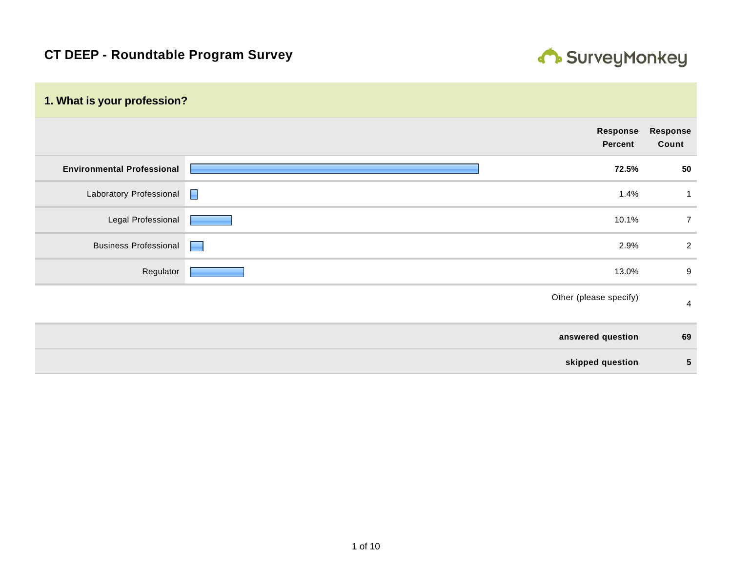# CT DEEP - Roundtable Program Survey

## 1. What is your profession?

| | Response Percent | Response Count |
|---|---|---|
| **Environmental Professional** | **72.5%** | **50** |
| Laboratory Professional | 1.4% | 1 |
| Legal Professional | 10.1% | 7 |
| Business Professional | 2.9% | 2 |
| Regulator | 13.0% | 9 |
| | Other (please specify) | 4 |
| | **answered question** | **69** |
| | **skipped question** | **5** |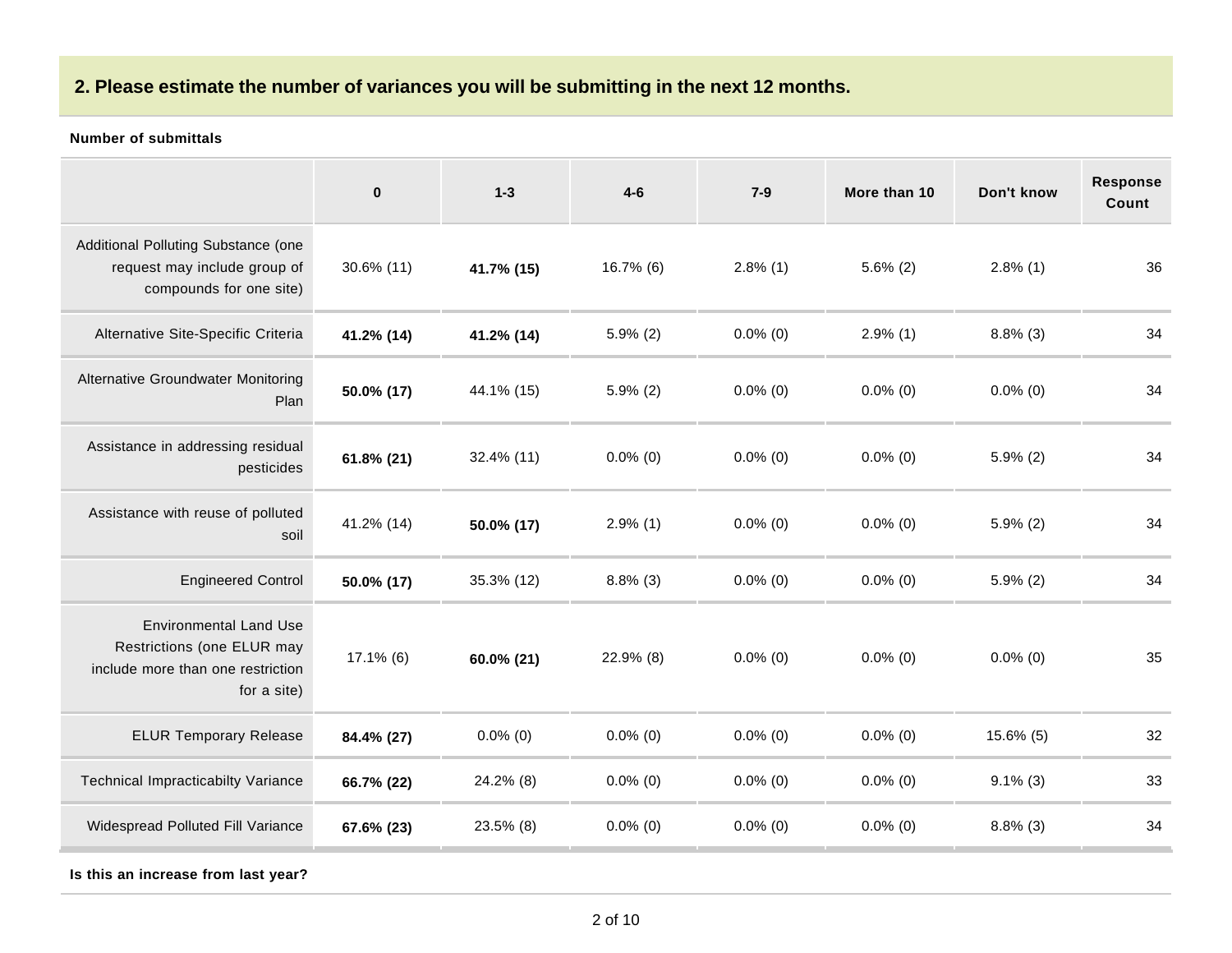## 2. Please estimate the number of variances you will be submitting in the next 12 months.

**Number of submittals**

| | 0 | 1-3 | 4-6 | 7-9 | More than 10 | Don't know | Response Count |
|---|---|---|---|---|---|---|---|
| Additional Polluting Substance (one request may include group of compounds for one site) | 30.6% (11) | **41.7% (15)** | 16.7% (6) | 2.8% (1) | 5.6% (2) | 2.8% (1) | 36 |
| Alternative Site-Specific Criteria | **41.2% (14)** | **41.2% (14)** | 5.9% (2) | 0.0% (0) | 2.9% (1) | 8.8% (3) | 34 |
| Alternative Groundwater Monitoring Plan | **50.0% (17)** | 44.1% (15) | 5.9% (2) | 0.0% (0) | 0.0% (0) | 0.0% (0) | 34 |
| Assistance in addressing residual pesticides | **61.8% (21)** | 32.4% (11) | 0.0% (0) | 0.0% (0) | 0.0% (0) | 5.9% (2) | 34 |
| Assistance with reuse of polluted soil | 41.2% (14) | **50.0% (17)** | 2.9% (1) | 0.0% (0) | 0.0% (0) | 5.9% (2) | 34 |
| Engineered Control | **50.0% (17)** | 35.3% (12) | 8.8% (3) | 0.0% (0) | 0.0% (0) | 5.9% (2) | 34 |
| Environmental Land Use Restrictions (one ELUR may include more than one restriction for a site) | 17.1% (6) | **60.0% (21)** | 22.9% (8) | 0.0% (0) | 0.0% (0) | 0.0% (0) | 35 |
| ELUR Temporary Release | **84.4% (27)** | 0.0% (0) | 0.0% (0) | 0.0% (0) | 0.0% (0) | 15.6% (5) | 32 |
| Technical Impracticabilty Variance | **66.7% (22)** | 24.2% (8) | 0.0% (0) | 0.0% (0) | 0.0% (0) | 9.1% (3) | 33 |
| Widespread Polluted Fill Variance | **67.6% (23)** | 23.5% (8) | 0.0% (0) | 0.0% (0) | 0.0% (0) | 8.8% (3) | 34 |

**Is this an increase from last year?**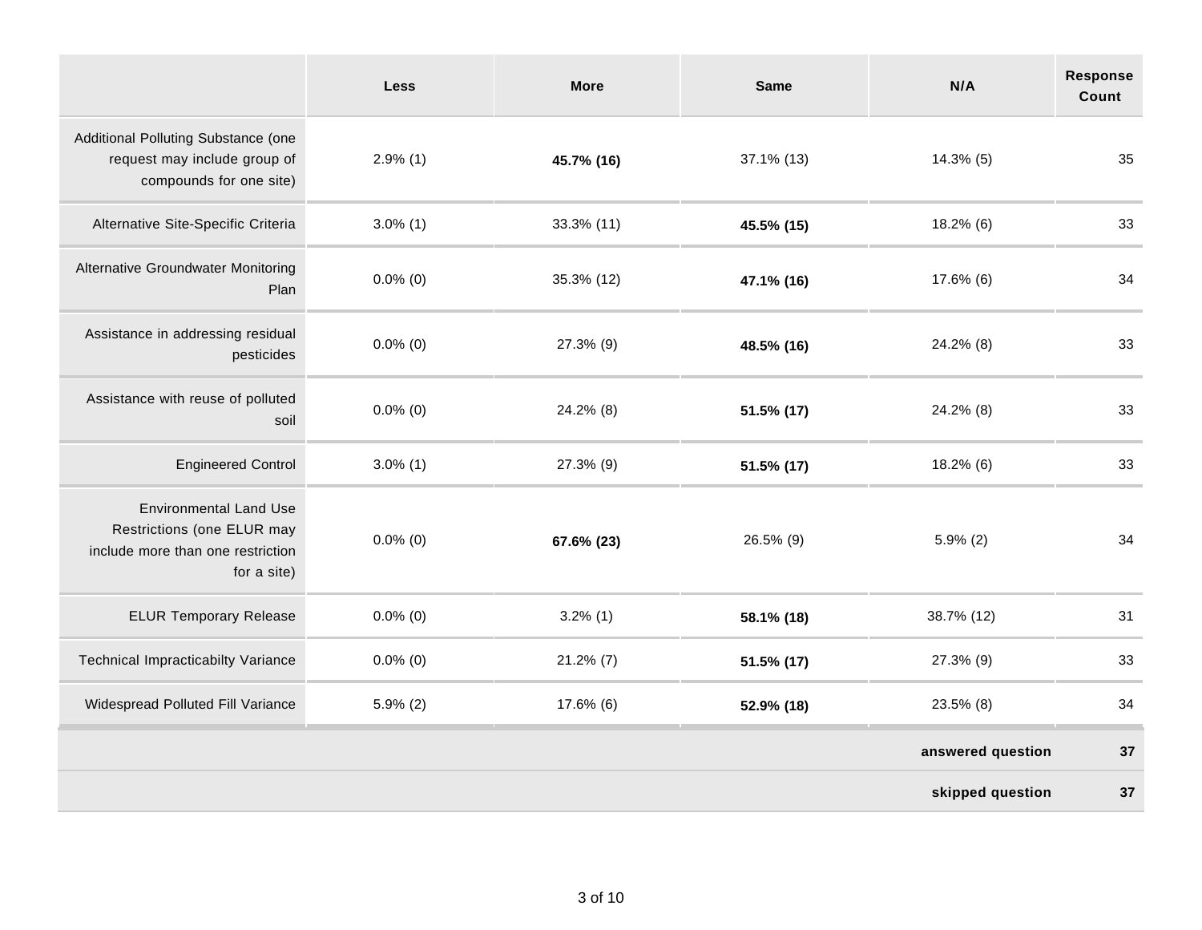| | Less | More | Same | N/A | Response Count |
|---|---|---|---|---|---|
| Additional Polluting Substance (one request may include group of compounds for one site) | 2.9% (1) | **45.7% (16)** | 37.1% (13) | 14.3% (5) | 35 |
| Alternative Site-Specific Criteria | 3.0% (1) | 33.3% (11) | **45.5% (15)** | 18.2% (6) | 33 |
| Alternative Groundwater Monitoring Plan | 0.0% (0) | 35.3% (12) | **47.1% (16)** | 17.6% (6) | 34 |
| Assistance in addressing residual pesticides | 0.0% (0) | 27.3% (9) | **48.5% (16)** | 24.2% (8) | 33 |
| Assistance with reuse of polluted soil | 0.0% (0) | 24.2% (8) | **51.5% (17)** | 24.2% (8) | 33 |
| Engineered Control | 3.0% (1) | 27.3% (9) | **51.5% (17)** | 18.2% (6) | 33 |
| Environmental Land Use Restrictions (one ELUR may include more than one restriction for a site) | 0.0% (0) | **67.6% (23)** | 26.5% (9) | 5.9% (2) | 34 |
| ELUR Temporary Release | 0.0% (0) | 3.2% (1) | **58.1% (18)** | 38.7% (12) | 31 |
| Technical Impracticabilty Variance | 0.0% (0) | 21.2% (7) | **51.5% (17)** | 27.3% (9) | 33 |
| Widespread Polluted Fill Variance | 5.9% (2) | 17.6% (6) | **52.9% (18)** | 23.5% (8) | 34 |
| | | | | **answered question** | **37** |
| | | | | **skipped question** | **37** |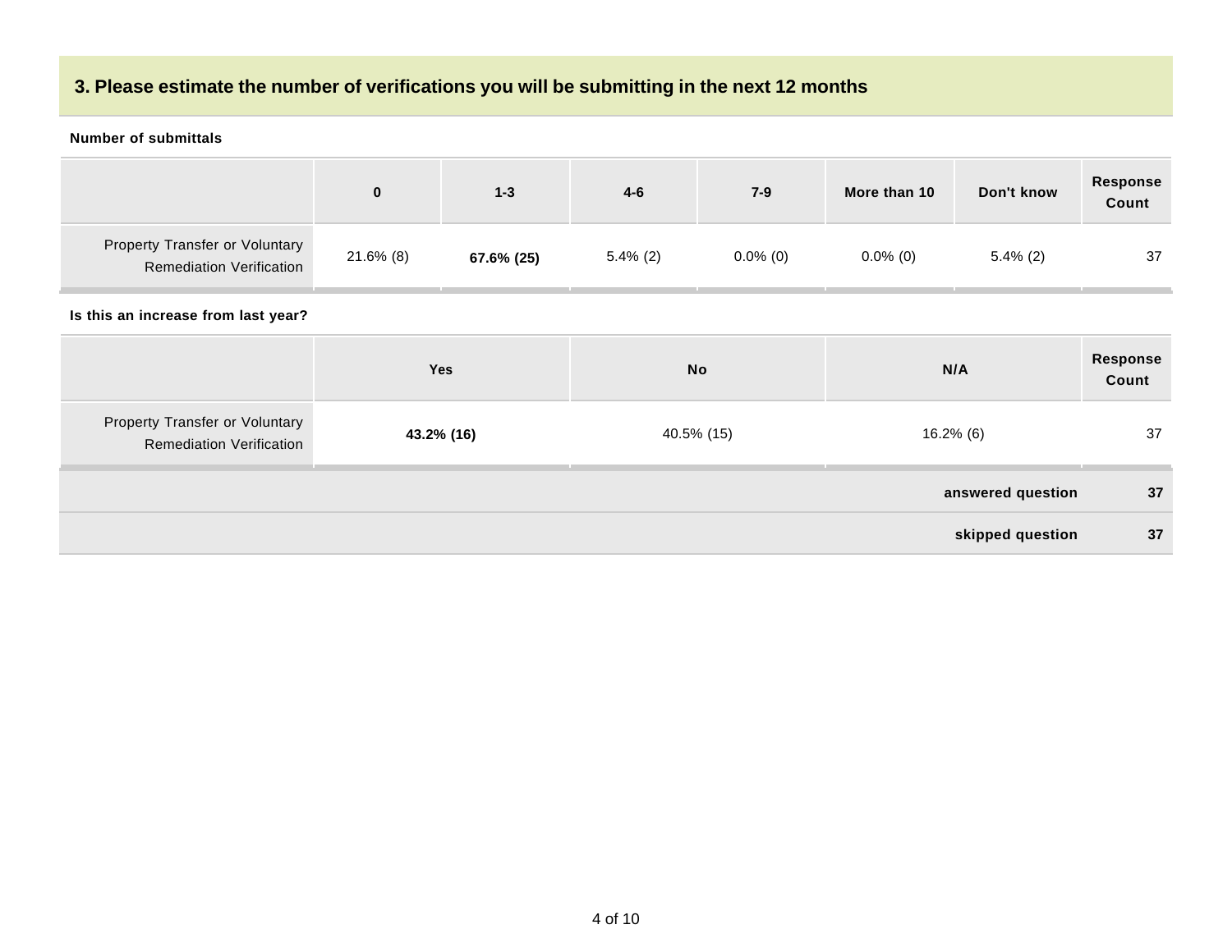## 3. Please estimate the number of verifications you will be submitting in the next 12 months

**Number of submittals**

| | 0 | 1-3 | 4-6 | 7-9 | More than 10 | Don't know | Response Count |
|---|---|---|---|---|---|---|---|
| Property Transfer or Voluntary Remediation Verification | 21.6% (8) | **67.6% (25)** | 5.4% (2) | 0.0% (0) | 0.0% (0) | 5.4% (2) | 37 |

**Is this an increase from last year?**

| | Yes | No | N/A | Response Count |
|---|---|---|---|---|
| Property Transfer or Voluntary Remediation Verification | **43.2% (16)** | 40.5% (15) | 16.2% (6) | 37 |

| | |
|---|---|
| **answered question** | **37** |
| **skipped question** | **37** |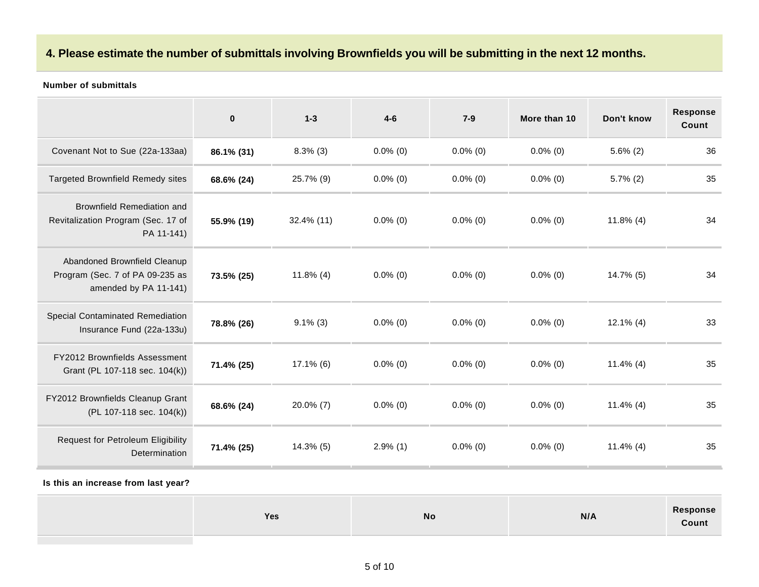## 4. Please estimate the number of submittals involving Brownfields you will be submitting in the next 12 months.

**Number of submittals**

| | 0 | 1-3 | 4-6 | 7-9 | More than 10 | Don't know | Response Count |
|---|---|---|---|---|---|---|---|
| Covenant Not to Sue (22a-133aa) | **86.1% (31)** | 8.3% (3) | 0.0% (0) | 0.0% (0) | 0.0% (0) | 5.6% (2) | 36 |
| Targeted Brownfield Remedy sites | **68.6% (24)** | 25.7% (9) | 0.0% (0) | 0.0% (0) | 0.0% (0) | 5.7% (2) | 35 |
| Brownfield Remediation and Revitalization Program (Sec. 17 of PA 11-141) | **55.9% (19)** | 32.4% (11) | 0.0% (0) | 0.0% (0) | 0.0% (0) | 11.8% (4) | 34 |
| Abandoned Brownfield Cleanup Program (Sec. 7 of PA 09-235 as amended by PA 11-141) | **73.5% (25)** | 11.8% (4) | 0.0% (0) | 0.0% (0) | 0.0% (0) | 14.7% (5) | 34 |
| Special Contaminated Remediation Insurance Fund (22a-133u) | **78.8% (26)** | 9.1% (3) | 0.0% (0) | 0.0% (0) | 0.0% (0) | 12.1% (4) | 33 |
| FY2012 Brownfields Assessment Grant (PL 107-118 sec. 104(k)) | **71.4% (25)** | 17.1% (6) | 0.0% (0) | 0.0% (0) | 0.0% (0) | 11.4% (4) | 35 |
| FY2012 Brownfields Cleanup Grant (PL 107-118 sec. 104(k)) | **68.6% (24)** | 20.0% (7) | 0.0% (0) | 0.0% (0) | 0.0% (0) | 11.4% (4) | 35 |
| Request for Petroleum Eligibility Determination | **71.4% (25)** | 14.3% (5) | 2.9% (1) | 0.0% (0) | 0.0% (0) | 11.4% (4) | 35 |

**Is this an increase from last year?**

| | Yes | No | N/A | Response Count |
|---|---|---|---|---|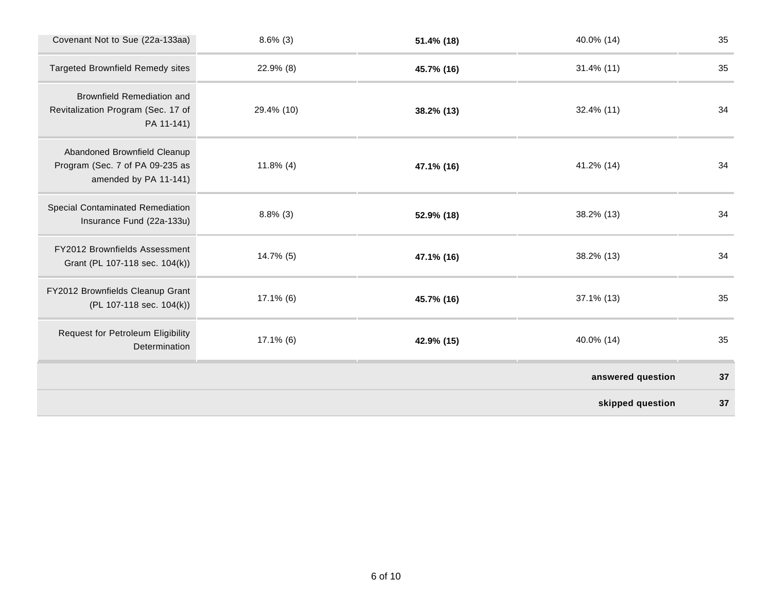| | | | | |
|---|---|---|---|---|
| Covenant Not to Sue (22a-133aa) | 8.6% (3) | **51.4% (18)** | 40.0% (14) | 35 |
| Targeted Brownfield Remedy sites | 22.9% (8) | **45.7% (16)** | 31.4% (11) | 35 |
| Brownfield Remediation and Revitalization Program (Sec. 17 of PA 11-141) | 29.4% (10) | **38.2% (13)** | 32.4% (11) | 34 |
| Abandoned Brownfield Cleanup Program (Sec. 7 of PA 09-235 as amended by PA 11-141) | 11.8% (4) | **47.1% (16)** | 41.2% (14) | 34 |
| Special Contaminated Remediation Insurance Fund (22a-133u) | 8.8% (3) | **52.9% (18)** | 38.2% (13) | 34 |
| FY2012 Brownfields Assessment Grant (PL 107-118 sec. 104(k)) | 14.7% (5) | **47.1% (16)** | 38.2% (13) | 34 |
| FY2012 Brownfields Cleanup Grant (PL 107-118 sec. 104(k)) | 17.1% (6) | **45.7% (16)** | 37.1% (13) | 35 |
| Request for Petroleum Eligibility Determination | 17.1% (6) | **42.9% (15)** | 40.0% (14) | 35 |
| | | | **answered question** | **37** |
| | | | **skipped question** | **37** |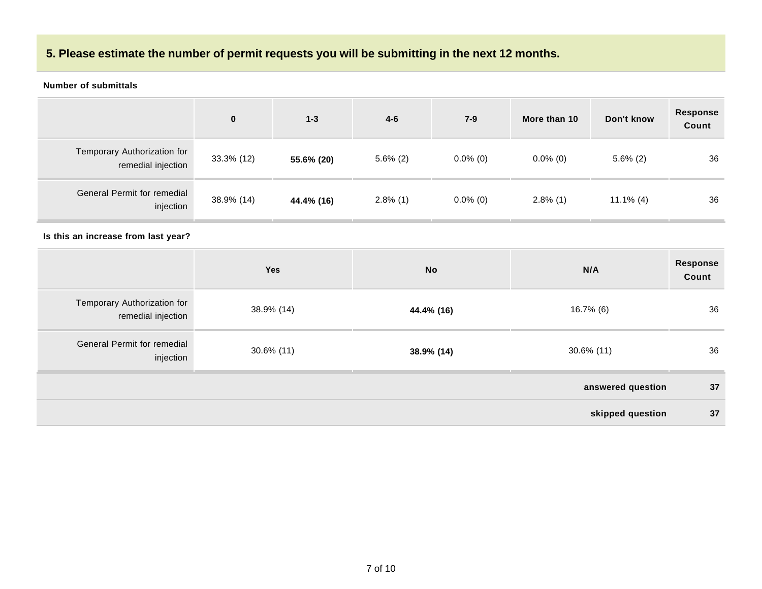## 5. Please estimate the number of permit requests you will be submitting in the next 12 months.

**Number of submittals**

| | 0 | 1-3 | 4-6 | 7-9 | More than 10 | Don't know | Response Count |
|---|---|---|---|---|---|---|---|
| Temporary Authorization for remedial injection | 33.3% (12) | **55.6% (20)** | 5.6% (2) | 0.0% (0) | 0.0% (0) | 5.6% (2) | 36 |
| General Permit for remedial injection | 38.9% (14) | **44.4% (16)** | 2.8% (1) | 0.0% (0) | 2.8% (1) | 11.1% (4) | 36 |

**Is this an increase from last year?**

| | Yes | No | N/A | Response Count |
|---|---|---|---|---|
| Temporary Authorization for remedial injection | 38.9% (14) | **44.4% (16)** | 16.7% (6) | 36 |
| General Permit for remedial injection | 30.6% (11) | **38.9% (14)** | 30.6% (11) | 36 |

| | |
|---|---|
| **answered question** | **37** |
| **skipped question** | **37** |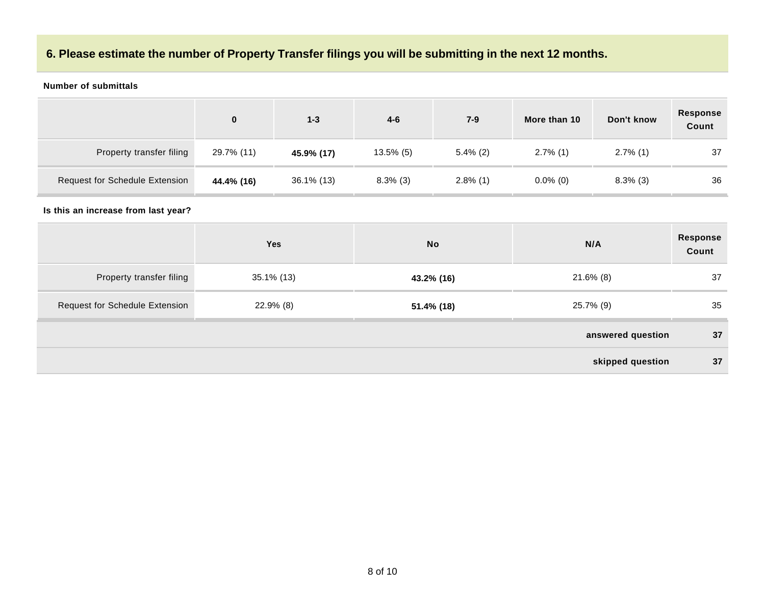## 6. Please estimate the number of Property Transfer filings you will be submitting in the next 12 months.

**Number of submittals**

| | 0 | 1-3 | 4-6 | 7-9 | More than 10 | Don't know | Response Count |
|---|---|---|---|---|---|---|---|
| Property transfer filing | 29.7% (11) | **45.9% (17)** | 13.5% (5) | 5.4% (2) | 2.7% (1) | 2.7% (1) | 37 |
| Request for Schedule Extension | **44.4% (16)** | 36.1% (13) | 8.3% (3) | 2.8% (1) | 0.0% (0) | 8.3% (3) | 36 |

**Is this an increase from last year?**

| | Yes | No | N/A | Response Count |
|---|---|---|---|---|
| Property transfer filing | 35.1% (13) | **43.2% (16)** | 21.6% (8) | 37 |
| Request for Schedule Extension | 22.9% (8) | **51.4% (18)** | 25.7% (9) | 35 |
| | | | **answered question** | **37** |
| | | | **skipped question** | **37** |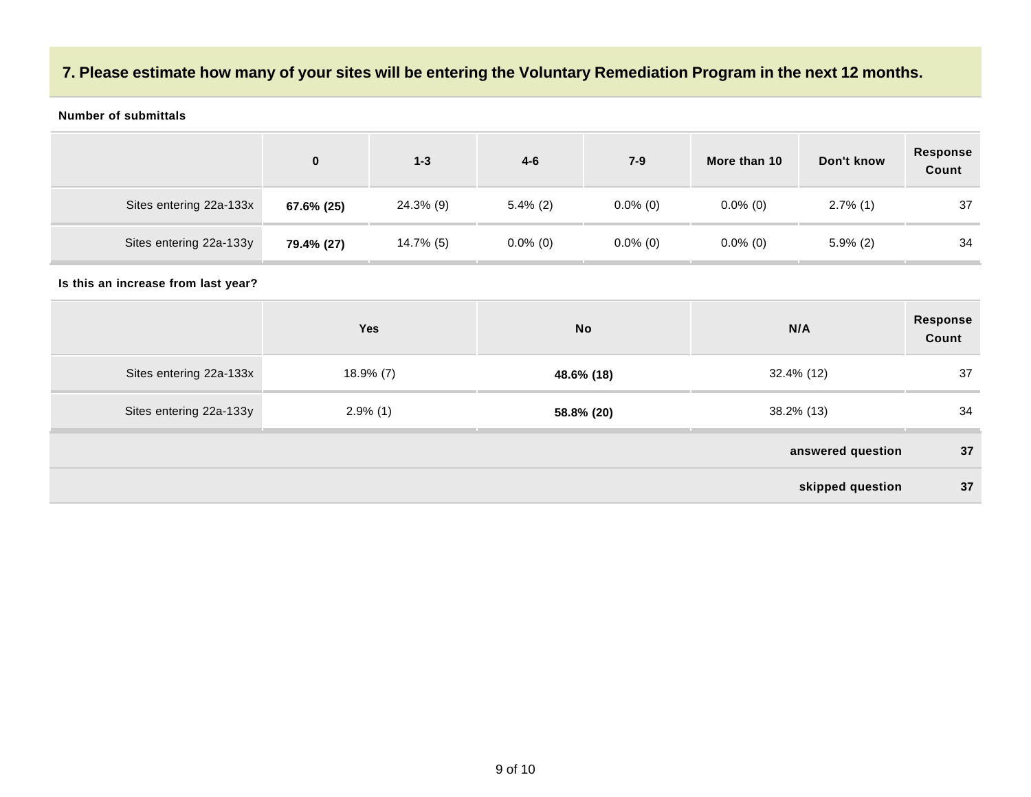## 7. Please estimate how many of your sites will be entering the Voluntary Remediation Program in the next 12 months.

**Number of submittals**

| | 0 | 1-3 | 4-6 | 7-9 | More than 10 | Don't know | Response Count |
|---|---|---|---|---|---|---|---|
| Sites entering 22a-133x | **67.6% (25)** | 24.3% (9) | 5.4% (2) | 0.0% (0) | 0.0% (0) | 2.7% (1) | 37 |
| Sites entering 22a-133y | **79.4% (27)** | 14.7% (5) | 0.0% (0) | 0.0% (0) | 0.0% (0) | 5.9% (2) | 34 |

**Is this an increase from last year?**

| | Yes | No | N/A | Response Count |
|---|---|---|---|---|
| Sites entering 22a-133x | 18.9% (7) | **48.6% (18)** | 32.4% (12) | 37 |
| Sites entering 22a-133y | 2.9% (1) | **58.8% (20)** | 38.2% (13) | 34 |

| | |
|---|---|
| **answered question** | **37** |
| **skipped question** | **37** |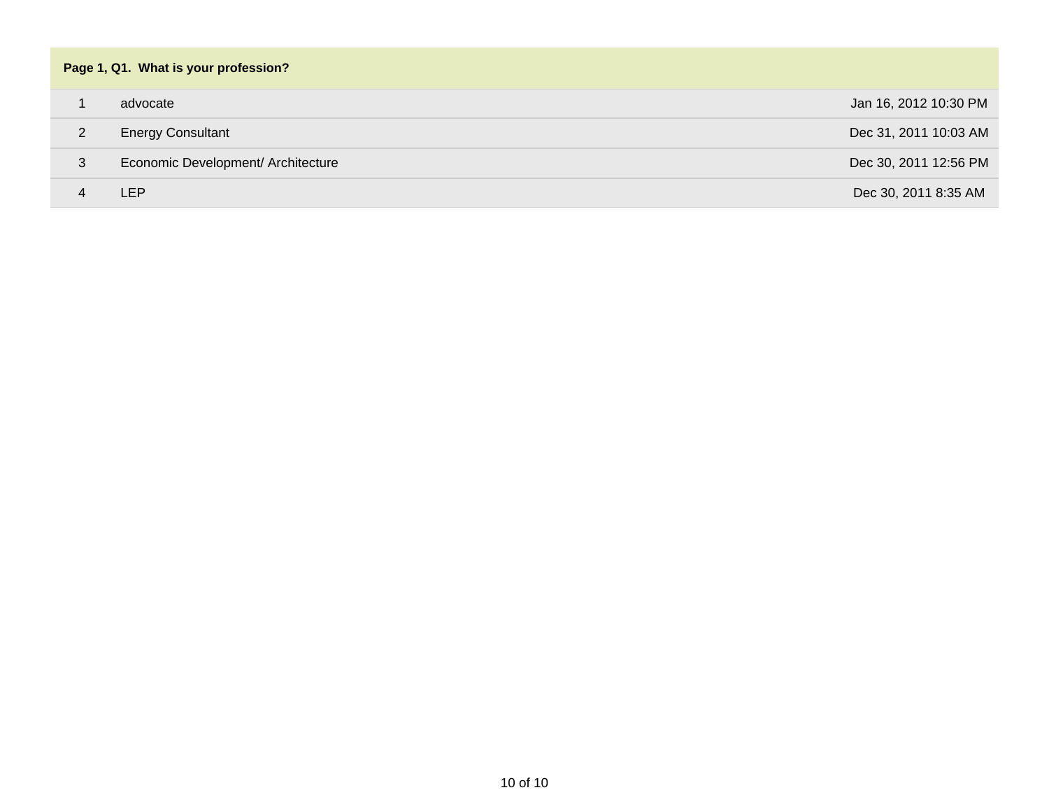**Page 1, Q1. What is your profession?**

| | | |
|---|---|---|
| 1 | advocate | Jan 16, 2012 10:30 PM |
| 2 | Energy Consultant | Dec 31, 2011 10:03 AM |
| 3 | Economic Development/ Architecture | Dec 30, 2011 12:56 PM |
| 4 | LEP | Dec 30, 2011 8:35 AM |